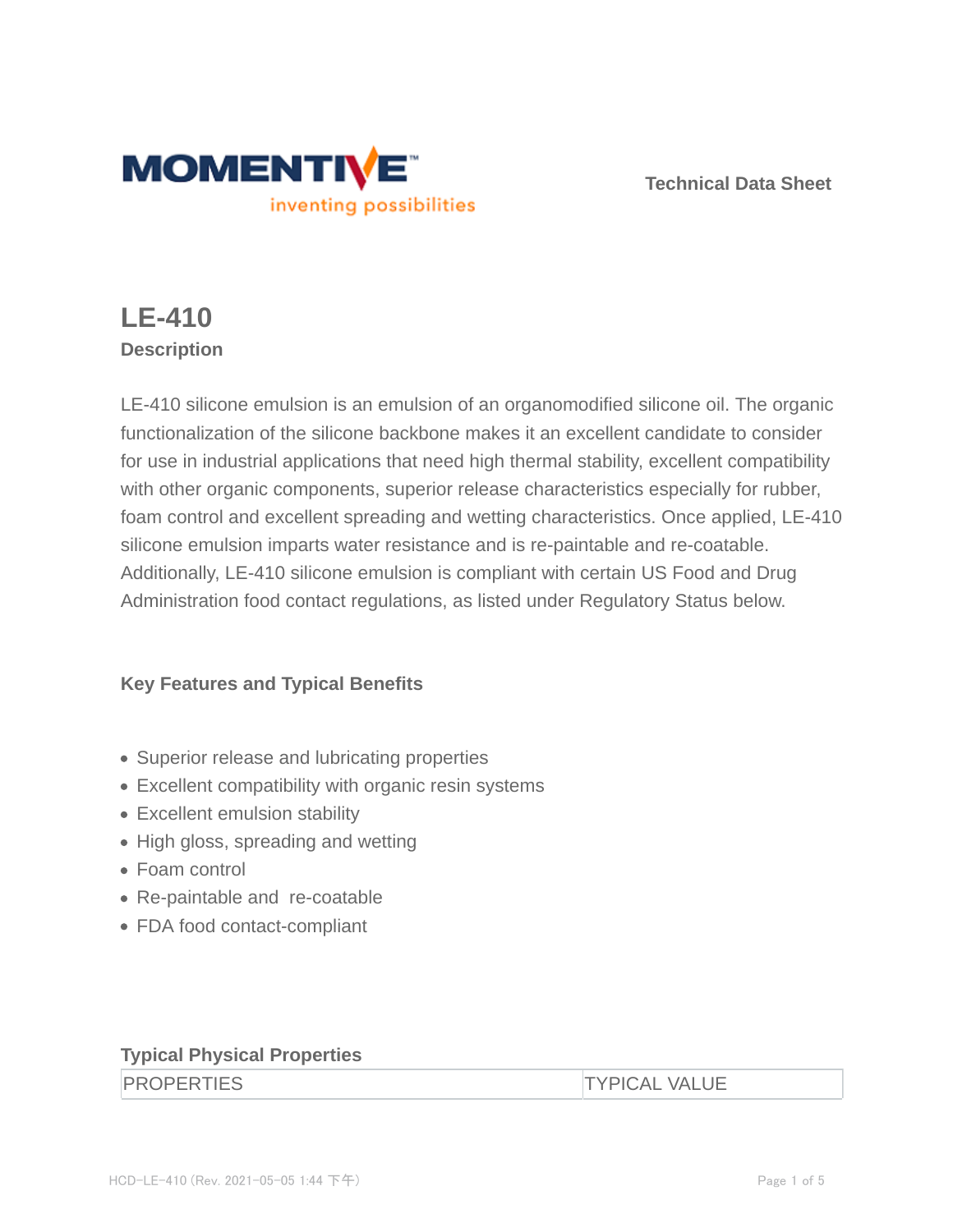Technical Data Sheet

# LE-410

## Description

LE-410 silicone emulsion is an emulsion of an organomodified silicone oil. The organic functionalization of the silicone backbone makes it an excellent candidate to consider for use in industrial applications that need high thermal stability, excellent compatibility with other organic components, superior release characteristics especially for rubber, foam control and excellent spreading and wetting characteristics. Once applied, LE-410 silicone emulsion imparts water resistance and is re-paintable and re-coatable. Additionally, LE-410 silicone emulsion is compliant with certain US Food and Drug Administration food contact regulations, as listed under Regulatory Status below.

### Key Features and Typical Benefits

- Superior release and lubricating properties
- Excellent compatibility with organic resin systems
- Excellent emulsion stability
- High gloss, spreading and wetting
- Foam control
- Re-paintable and re-coatable
- FDA food contact-compliant

### Typical Physical Properties

| PROPERTIES | TYPICAL VALUE |
| --- | --- |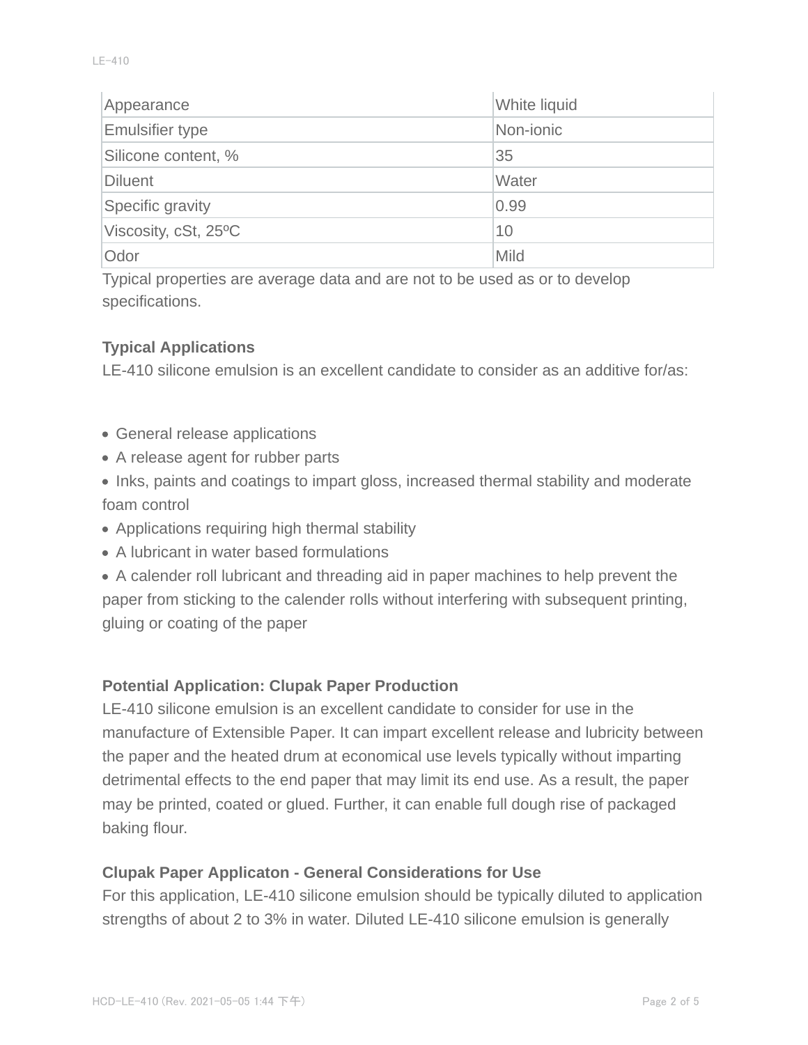| Property | Value |
| --- | --- |
| Appearance | White liquid |
| Emulsifier type | Non-ionic |
| Silicone content, % | 35 |
| Diluent | Water |
| Specific gravity | 0.99 |
| Viscosity, cSt, 25ºC | 10 |
| Odor | Mild |

Typical properties are average data and are not to be used as or to develop specifications.

### Typical Applications

LE-410 silicone emulsion is an excellent candidate to consider as an additive for/as:

- General release applications
- A release agent for rubber parts
- Inks, paints and coatings to impart gloss, increased thermal stability and moderate foam control
- Applications requiring high thermal stability
- A lubricant in water based formulations
- A calender roll lubricant and threading aid in paper machines to help prevent the paper from sticking to the calender rolls without interfering with subsequent printing, gluing or coating of the paper

### Potential Application: Clupak Paper Production

LE-410 silicone emulsion is an excellent candidate to consider for use in the manufacture of Extensible Paper. It can impart excellent release and lubricity between the paper and the heated drum at economical use levels typically without imparting detrimental effects to the end paper that may limit its end use. As a result, the paper may be printed, coated or glued. Further, it can enable full dough rise of packaged baking flour.

### Clupak Paper Applicaton - General Considerations for Use

For this application, LE-410 silicone emulsion should be typically diluted to application strengths of about 2 to 3% in water. Diluted LE-410 silicone emulsion is generally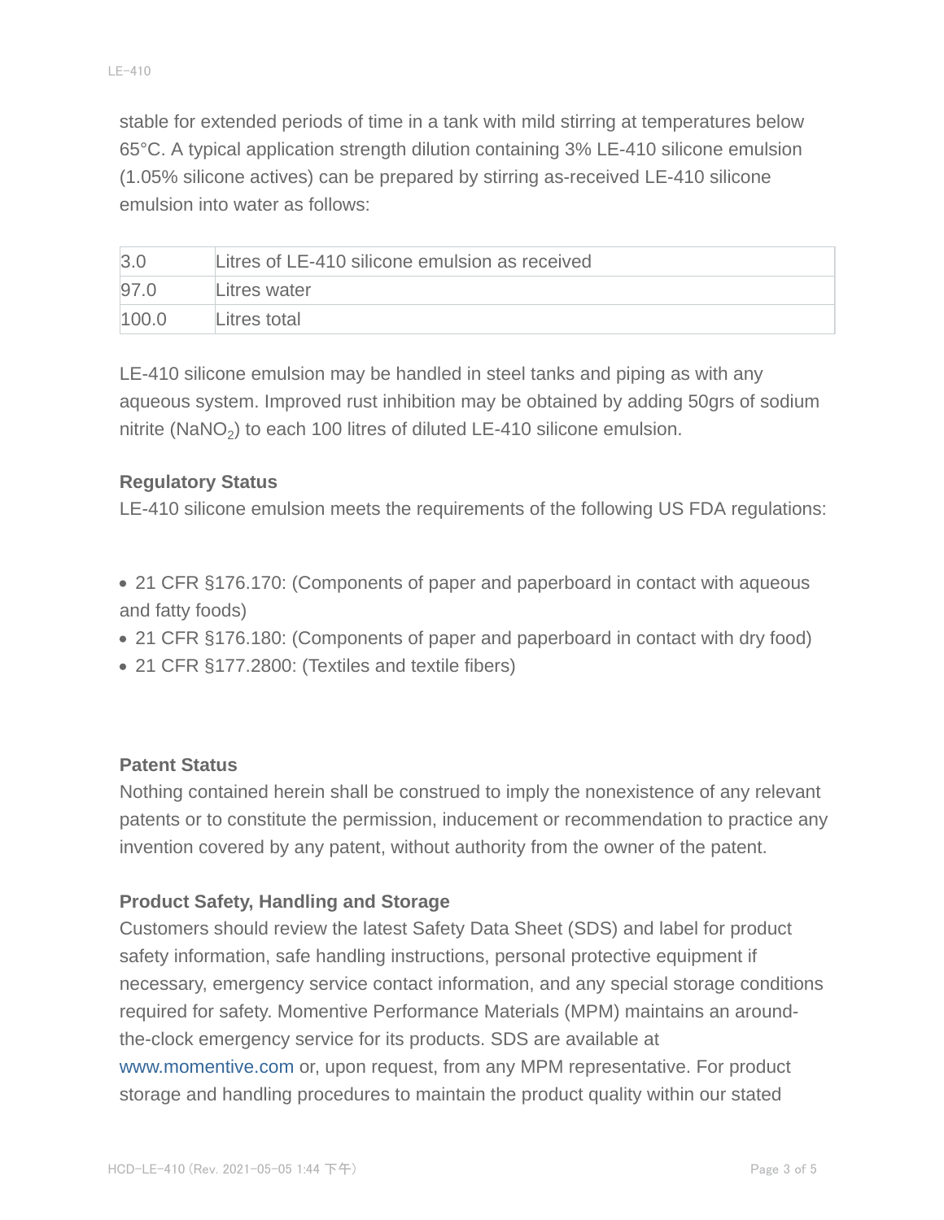stable for extended periods of time in a tank with mild stirring at temperatures below 65°C. A typical application strength dilution containing 3% LE-410 silicone emulsion (1.05% silicone actives) can be prepared by stirring as-received LE-410 silicone emulsion into water as follows:

| | |
|---|---|
| 3.0 | Litres of LE-410 silicone emulsion as received |
| 97.0 | Litres water |
| 100.0 | Litres total |

LE-410 silicone emulsion may be handled in steel tanks and piping as with any aqueous system. Improved rust inhibition may be obtained by adding 50grs of sodium nitrite ($NaNO_2$) to each 100 litres of diluted LE-410 silicone emulsion.

### Regulatory Status

LE-410 silicone emulsion meets the requirements of the following US FDA regulations:

- 21 CFR §176.170: (Components of paper and paperboard in contact with aqueous and fatty foods)
- 21 CFR §176.180: (Components of paper and paperboard in contact with dry food)
- 21 CFR §177.2800: (Textiles and textile fibers)

### Patent Status

Nothing contained herein shall be construed to imply the nonexistence of any relevant patents or to constitute the permission, inducement or recommendation to practice any invention covered by any patent, without authority from the owner of the patent.

### Product Safety, Handling and Storage

Customers should review the latest Safety Data Sheet (SDS) and label for product safety information, safe handling instructions, personal protective equipment if necessary, emergency service contact information, and any special storage conditions required for safety. Momentive Performance Materials (MPM) maintains an around-the-clock emergency service for its products. SDS are available at www.momentive.com or, upon request, from any MPM representative. For product storage and handling procedures to maintain the product quality within our stated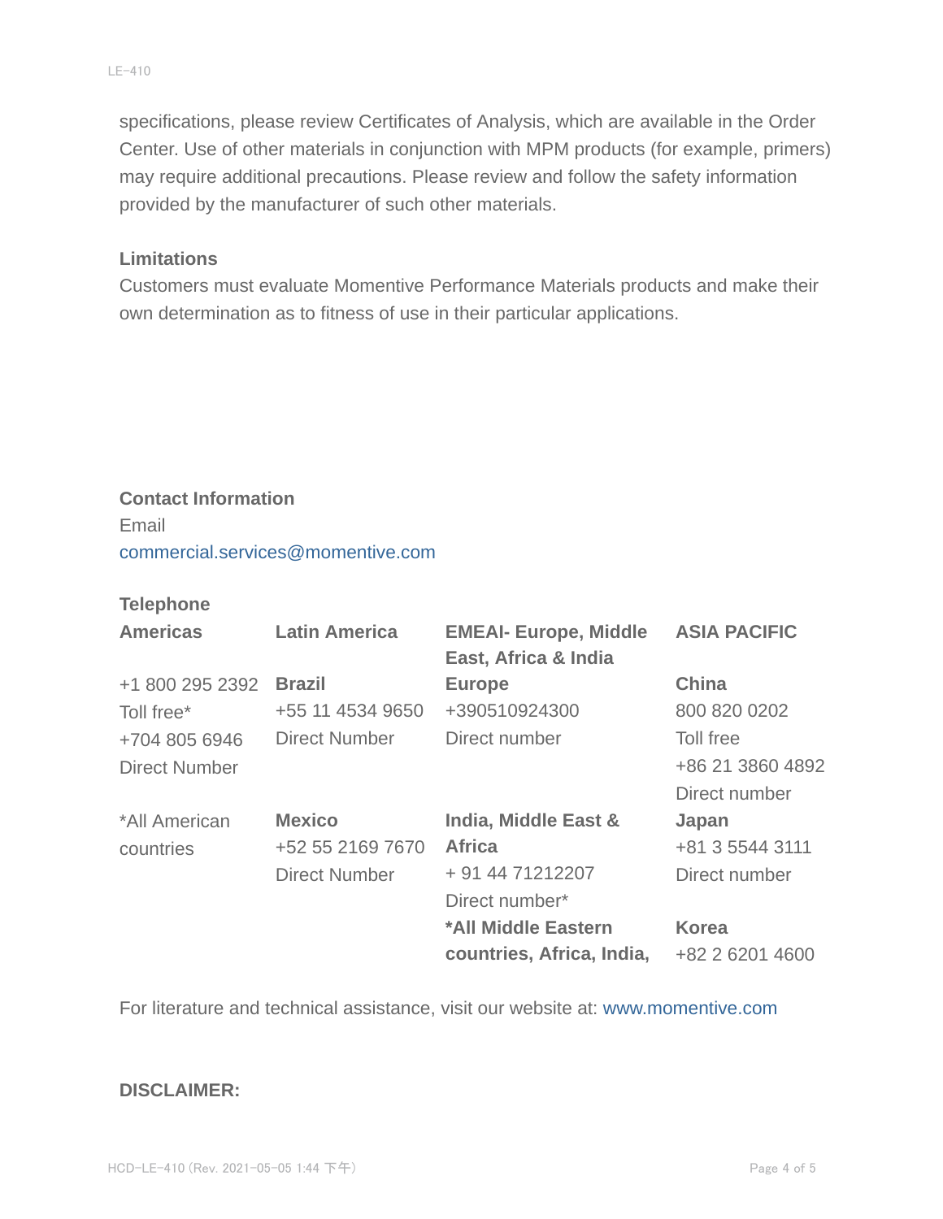specifications, please review Certificates of Analysis, which are available in the Order Center. Use of other materials in conjunction with MPM products (for example, primers) may require additional precautions. Please review and follow the safety information provided by the manufacturer of such other materials.

**Limitations**

Customers must evaluate Momentive Performance Materials products and make their own determination as to fitness of use in their particular applications.

**Contact Information**

Email

commercial.services@momentive.com

**Telephone**

| **Americas** | **Latin America** | **EMEAI- Europe, Middle East, Africa & India** | **ASIA PACIFIC** |
|---|---|---|---|
| +1 800 295 2392<br>Toll free*<br>+704 805 6946<br>Direct Number | **Brazil**<br>+55 11 4534 9650<br>Direct Number | **Europe**<br>+390510924300<br>Direct number | **China**<br>800 820 0202<br>Toll free<br>+86 21 3860 4892<br>Direct number |
| *All American countries | **Mexico**<br>+52 55 2169 7670<br>Direct Number | **India, Middle East & Africa**<br>+ 91 44 71212207<br>Direct number* | **Japan**<br>+81 3 5544 3111<br>Direct number |
| | | ***All Middle Eastern countries, Africa, India,** | **Korea**<br>+82 2 6201 4600 |

For literature and technical assistance, visit our website at: www.momentive.com

**DISCLAIMER:**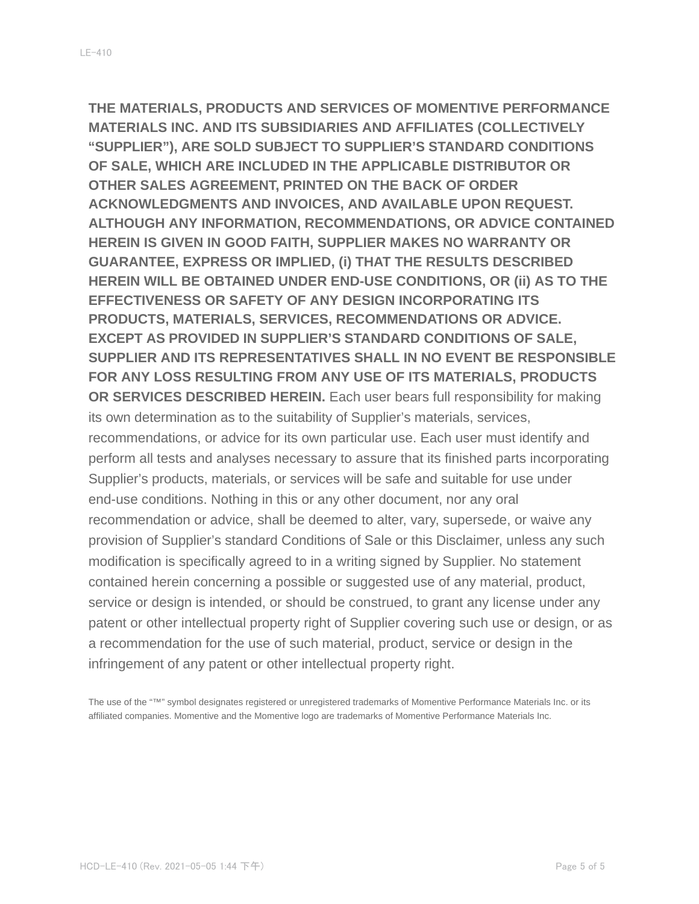**THE MATERIALS, PRODUCTS AND SERVICES OF MOMENTIVE PERFORMANCE MATERIALS INC. AND ITS SUBSIDIARIES AND AFFILIATES (COLLECTIVELY “SUPPLIER”), ARE SOLD SUBJECT TO SUPPLIER’S STANDARD CONDITIONS OF SALE, WHICH ARE INCLUDED IN THE APPLICABLE DISTRIBUTOR OR OTHER SALES AGREEMENT, PRINTED ON THE BACK OF ORDER ACKNOWLEDGMENTS AND INVOICES, AND AVAILABLE UPON REQUEST. ALTHOUGH ANY INFORMATION, RECOMMENDATIONS, OR ADVICE CONTAINED HEREIN IS GIVEN IN GOOD FAITH, SUPPLIER MAKES NO WARRANTY OR GUARANTEE, EXPRESS OR IMPLIED, (i) THAT THE RESULTS DESCRIBED HEREIN WILL BE OBTAINED UNDER END-USE CONDITIONS, OR (ii) AS TO THE EFFECTIVENESS OR SAFETY OF ANY DESIGN INCORPORATING ITS PRODUCTS, MATERIALS, SERVICES, RECOMMENDATIONS OR ADVICE. EXCEPT AS PROVIDED IN SUPPLIER’S STANDARD CONDITIONS OF SALE, SUPPLIER AND ITS REPRESENTATIVES SHALL IN NO EVENT BE RESPONSIBLE FOR ANY LOSS RESULTING FROM ANY USE OF ITS MATERIALS, PRODUCTS OR SERVICES DESCRIBED HEREIN.** Each user bears full responsibility for making its own determination as to the suitability of Supplier’s materials, services, recommendations, or advice for its own particular use. Each user must identify and perform all tests and analyses necessary to assure that its finished parts incorporating Supplier’s products, materials, or services will be safe and suitable for use under end-use conditions. Nothing in this or any other document, nor any oral recommendation or advice, shall be deemed to alter, vary, supersede, or waive any provision of Supplier’s standard Conditions of Sale or this Disclaimer, unless any such modification is specifically agreed to in a writing signed by Supplier. No statement contained herein concerning a possible or suggested use of any material, product, service or design is intended, or should be construed, to grant any license under any patent or other intellectual property right of Supplier covering such use or design, or as a recommendation for the use of such material, product, service or design in the infringement of any patent or other intellectual property right.

The use of the “™” symbol designates registered or unregistered trademarks of Momentive Performance Materials Inc. or its affiliated companies. Momentive and the Momentive logo are trademarks of Momentive Performance Materials Inc.